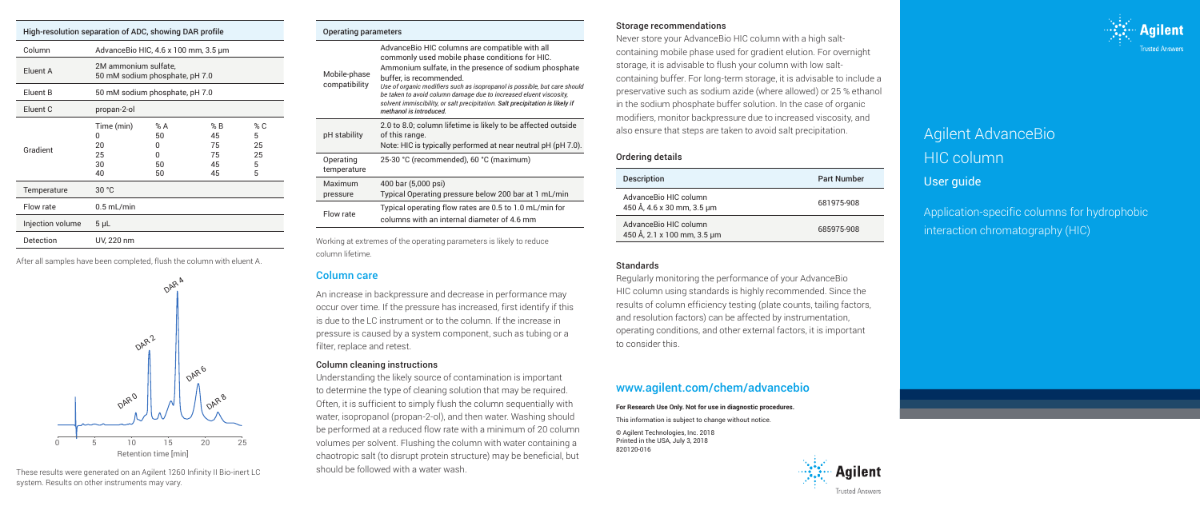# Agilent AdvanceBio HIC column

## User guide

Application-specific columns for hydrophobic interaction chromatography (HIC)

### High-resolution separation of ADC, showing DAR profile

| Column | AdvanceBio HIC, 4.6 x 100 mm, 3.5 µm | | | |
|---|---|---|---|---|
| Eluent A | 2M ammonium sulfate, 50 mM sodium phosphate, pH 7.0 | | | |
| Eluent B | 50 mM sodium phosphate, pH 7.0 | | | |
| Eluent C | propan-2-ol | | | |
| Gradient | Time (min) | % A | % B | % C |
| | 0 | 50 | 45 | 5 |
| | 20 | 0 | 75 | 25 |
| | 25 | 0 | 75 | 25 |
| | 30 | 50 | 45 | 5 |
| | 40 | 50 | 45 | 5 |
| Temperature | 30 °C | | | |
| Flow rate | 0.5 mL/min | | | |
| Injection volume | 5 µL | | | |
| Detection | UV, 220 nm | | | |

After all samples have been completed, flush the column with eluent A.

These results were generated on an Agilent 1260 Infinity II Bio-inert LC system. Results on other instruments may vary.

### Operating parameters

| | |
|---|---|
| Mobile-phase compatibility | AdvanceBio HIC columns are compatible with all commonly used mobile phase conditions for HIC. Ammonium sulfate, in the presence of sodium phosphate buffer, is recommended. *Use of organic modifiers such as isopropanol is possible, but care should be taken to avoid column damage due to increased eluent viscosity, solvent immiscibility, or salt precipitation.* ***Salt precipitation is likely if methanol is introduced.*** |
| pH stability | 2.0 to 8.0; column lifetime is likely to be affected outside of this range. Note: HIC is typically performed at near neutral pH (pH 7.0). |
| Operating temperature | 25-30 °C (recommended), 60 °C (maximum) |
| Maximum pressure | 400 bar (5,000 psi) Typical Operating pressure below 200 bar at 1 mL/min |
| Flow rate | Typical operating flow rates are 0.5 to 1.0 mL/min for columns with an internal diameter of 4.6 mm |

Working at extremes of the operating parameters is likely to reduce column lifetime.

## Column care

An increase in backpressure and decrease in performance may occur over time. If the pressure has increased, first identify if this is due to the LC instrument or to the column. If the increase in pressure is caused by a system component, such as tubing or a filter, replace and retest.

### Column cleaning instructions

Understanding the likely source of contamination is important to determine the type of cleaning solution that may be required. Often, it is sufficient to simply flush the column sequentially with water, isopropanol (propan-2-ol), and then water. Washing should be performed at a reduced flow rate with a minimum of 20 column volumes per solvent. Flushing the column with water containing a chaotropic salt (to disrupt protein structure) may be beneficial, but should be followed with a water wash.

### Storage recommendations

Never store your AdvanceBio HIC column with a high salt-containing mobile phase used for gradient elution. For overnight storage, it is advisable to flush your column with low salt-containing buffer. For long-term storage, it is advisable to include a preservative such as sodium azide (where allowed) or 25 % ethanol in the sodium phosphate buffer solution. In the case of organic modifiers, monitor backpressure due to increased viscosity, and also ensure that steps are taken to avoid salt precipitation.

### Ordering details

| Description | Part Number |
|---|---|
| AdvanceBio HIC column 450 Å, 4.6 x 30 mm, 3.5 µm | 681975-908 |
| AdvanceBio HIC column 450 Å, 2.1 x 100 mm, 3.5 µm | 685975-908 |

### Standards

Regularly monitoring the performance of your AdvanceBio HIC column using standards is highly recommended. Since the results of column efficiency testing (plate counts, tailing factors, and resolution factors) can be affected by instrumentation, operating conditions, and other external factors, it is important to consider this.

## www.agilent.com/chem/advancebio

**For Research Use Only. Not for use in diagnostic procedures.**

This information is subject to change without notice.

© Agilent Technologies, Inc. 2018
Printed in the USA, July 3, 2018
820120-016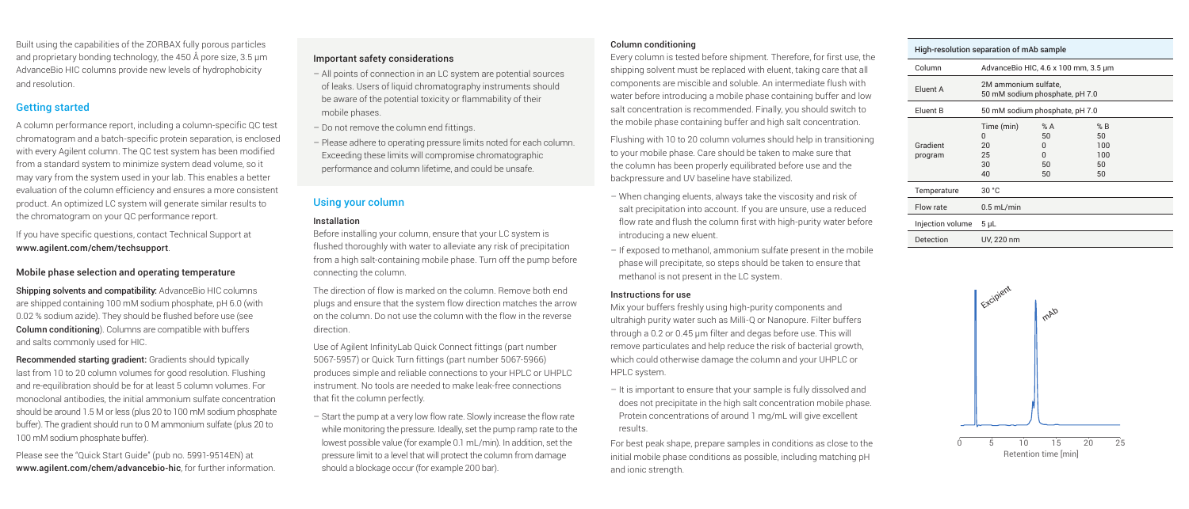Built using the capabilities of the ZORBAX fully porous particles and proprietary bonding technology, the 450 Å pore size, 3.5 µm AdvanceBio HIC columns provide new levels of hydrophobicity and resolution.

## Getting started

A column performance report, including a column-specific QC test chromatogram and a batch-specific protein separation, is enclosed with every Agilent column. The QC test system has been modified from a standard system to minimize system dead volume, so it may vary from the system used in your lab. This enables a better evaluation of the column efficiency and ensures a more consistent product. An optimized LC system will generate similar results to the chromatogram on your QC performance report.

If you have specific questions, contact Technical Support at www.agilent.com/chem/techsupport.

### Mobile phase selection and operating temperature

**Shipping solvents and compatibility:** AdvanceBio HIC columns are shipped containing 100 mM sodium phosphate, pH 6.0 (with 0.02 % sodium azide). They should be flushed before use (see **Column conditioning**). Columns are compatible with buffers and salts commonly used for HIC.

**Recommended starting gradient:** Gradients should typically last from 10 to 20 column volumes for good resolution. Flushing and re-equilibration should be for at least 5 column volumes. For monoclonal antibodies, the initial ammonium sulfate concentration should be around 1.5 M or less (plus 20 to 100 mM sodium phosphate buffer). The gradient should run to 0 M ammonium sulfate (plus 20 to 100 mM sodium phosphate buffer).

Please see the "Quick Start Guide" (pub no. 5991-9514EN) at www.agilent.com/chem/advancebio-hic, for further information.

### Important safety considerations

- All points of connection in an LC system are potential sources of leaks. Users of liquid chromatography instruments should be aware of the potential toxicity or flammability of their mobile phases.
- Do not remove the column end fittings.
- Please adhere to operating pressure limits noted for each column. Exceeding these limits will compromise chromatographic performance and column lifetime, and could be unsafe.

## Using your column

### Installation

Before installing your column, ensure that your LC system is flushed thoroughly with water to alleviate any risk of precipitation from a high salt-containing mobile phase. Turn off the pump before connecting the column.

The direction of flow is marked on the column. Remove both end plugs and ensure that the system flow direction matches the arrow on the column. Do not use the column with the flow in the reverse direction.

Use of Agilent InfinityLab Quick Connect fittings (part number 5067-5957) or Quick Turn fittings (part number 5067-5966) produces simple and reliable connections to your HPLC or UHPLC instrument. No tools are needed to make leak-free connections that fit the column perfectly.

- Start the pump at a very low flow rate. Slowly increase the flow rate while monitoring the pressure. Ideally, set the pump ramp rate to the lowest possible value (for example 0.1 mL/min). In addition, set the pressure limit to a level that will protect the column from damage should a blockage occur (for example 200 bar).

### Column conditioning

Every column is tested before shipment. Therefore, for first use, the shipping solvent must be replaced with eluent, taking care that all components are miscible and soluble. An intermediate flush with water before introducing a mobile phase containing buffer and low salt concentration is recommended. Finally, you should switch to the mobile phase containing buffer and high salt concentration.

Flushing with 10 to 20 column volumes should help in transitioning to your mobile phase. Care should be taken to make sure that the column has been properly equilibrated before use and the backpressure and UV baseline have stabilized.

- When changing eluents, always take the viscosity and risk of salt precipitation into account. If you are unsure, use a reduced flow rate and flush the column first with high-purity water before introducing a new eluent.
- If exposed to methanol, ammonium sulfate present in the mobile phase will precipitate, so steps should be taken to ensure that methanol is not present in the LC system.

### Instructions for use

Mix your buffers freshly using high-purity components and ultrahigh purity water such as Milli-Q or Nanopure. Filter buffers through a 0.2 or 0.45 µm filter and degas before use. This will remove particulates and help reduce the risk of bacterial growth, which could otherwise damage the column and your UHPLC or HPLC system.

- It is important to ensure that your sample is fully dissolved and does not precipitate in the high salt concentration mobile phase. Protein concentrations of around 1 mg/mL will give excellent results.

For best peak shape, prepare samples in conditions as close to the initial mobile phase conditions as possible, including matching pH and ionic strength.

| High-resolution separation of mAb sample | | | |
|---|---|---|---|
| Column | AdvanceBio HIC, 4.6 x 100 mm, 3.5 µm | | |
| Eluent A | 2M ammonium sulfate, 50 mM sodium phosphate, pH 7.0 | | |
| Eluent B | 50 mM sodium phosphate, pH 7.0 | | |
| Gradient program | Time (min) | % A | % B |
| | 0 | 50 | 50 |
| | 20 | 0 | 100 |
| | 25 | 0 | 100 |
| | 30 | 50 | 50 |
| | 40 | 50 | 50 |
| Temperature | 30 °C | | |
| Flow rate | 0.5 mL/min | | |
| Injection volume | 5 µL | | |
| Detection | UV, 220 nm | | |

Excipient
mAb
0 5 10 15 20 25
Retention time [min]